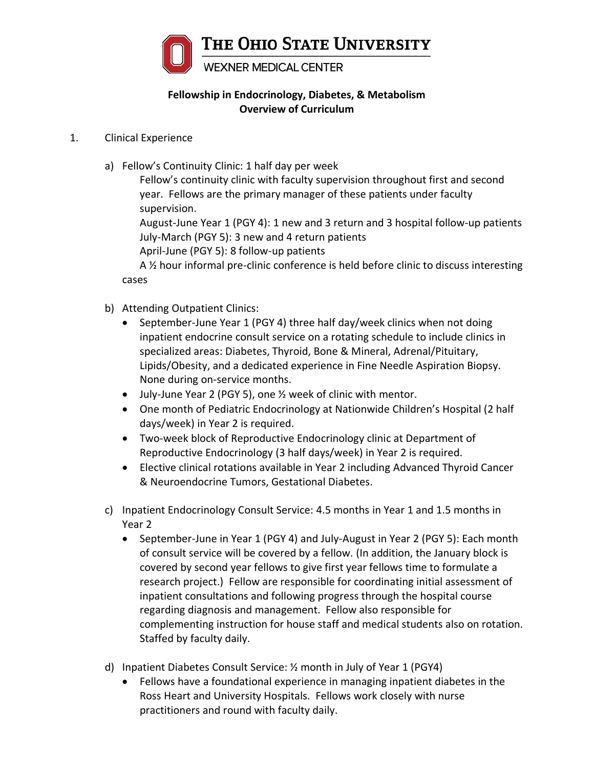**THE OHIO STATE UNIVERSITY**
WEXNER MEDICAL CENTER

**Fellowship in Endocrinology, Diabetes, & Metabolism**
**Overview of Curriculum**

1. Clinical Experience

   a) Fellow's Continuity Clinic: 1 half day per week

      Fellow's continuity clinic with faculty supervision throughout first and second year. Fellows are the primary manager of these patients under faculty supervision.

      August-June Year 1 (PGY 4): 1 new and 3 return and 3 hospital follow-up patients
      July-March (PGY 5): 3 new and 4 return patients
      April-June (PGY 5): 8 follow-up patients

      A ½ hour informal pre-clinic conference is held before clinic to discuss interesting cases

   b) Attending Outpatient Clinics:
      - September-June Year 1 (PGY 4) three half day/week clinics when not doing inpatient endocrine consult service on a rotating schedule to include clinics in specialized areas: Diabetes, Thyroid, Bone & Mineral, Adrenal/Pituitary, Lipids/Obesity, and a dedicated experience in Fine Needle Aspiration Biopsy. None during on-service months.
      - July-June Year 2 (PGY 5), one ½ week of clinic with mentor.
      - One month of Pediatric Endocrinology at Nationwide Children's Hospital (2 half days/week) in Year 2 is required.
      - Two-week block of Reproductive Endocrinology clinic at Department of Reproductive Endocrinology (3 half days/week) in Year 2 is required.
      - Elective clinical rotations available in Year 2 including Advanced Thyroid Cancer & Neuroendocrine Tumors, Gestational Diabetes.

   c) Inpatient Endocrinology Consult Service: 4.5 months in Year 1 and 1.5 months in Year 2
      - September-June in Year 1 (PGY 4) and July-August in Year 2 (PGY 5): Each month of consult service will be covered by a fellow. (In addition, the January block is covered by second year fellows to give first year fellows time to formulate a research project.) Fellow are responsible for coordinating initial assessment of inpatient consultations and following progress through the hospital course regarding diagnosis and management. Fellow also responsible for complementing instruction for house staff and medical students also on rotation. Staffed by faculty daily.

   d) Inpatient Diabetes Consult Service: ½ month in July of Year 1 (PGY4)
      - Fellows have a foundational experience in managing inpatient diabetes in the Ross Heart and University Hospitals. Fellows work closely with nurse practitioners and round with faculty daily.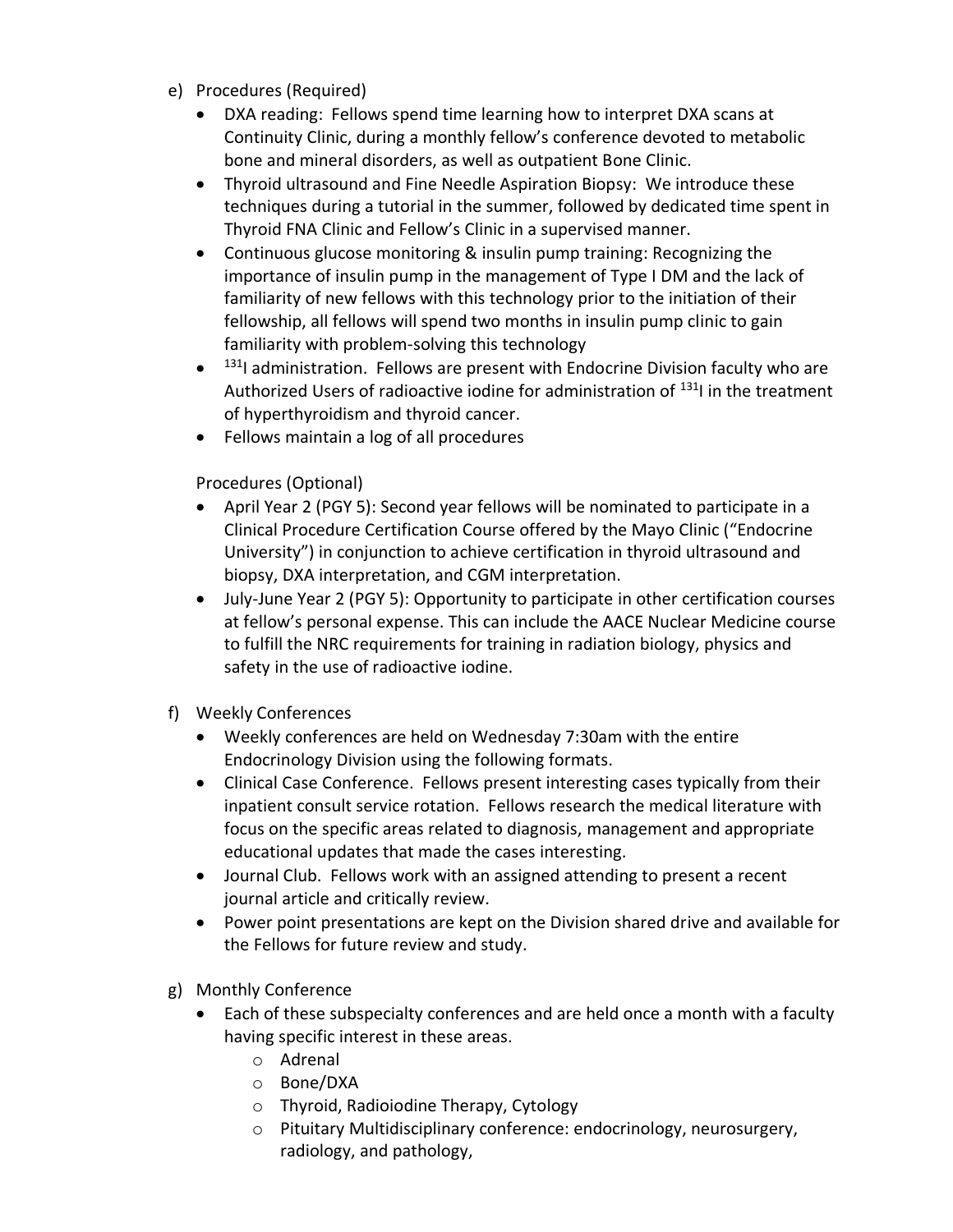e) Procedures (Required)

- DXA reading: Fellows spend time learning how to interpret DXA scans at Continuity Clinic, during a monthly fellow's conference devoted to metabolic bone and mineral disorders, as well as outpatient Bone Clinic.
- Thyroid ultrasound and Fine Needle Aspiration Biopsy: We introduce these techniques during a tutorial in the summer, followed by dedicated time spent in Thyroid FNA Clinic and Fellow's Clinic in a supervised manner.
- Continuous glucose monitoring & insulin pump training: Recognizing the importance of insulin pump in the management of Type I DM and the lack of familiarity of new fellows with this technology prior to the initiation of their fellowship, all fellows will spend two months in insulin pump clinic to gain familiarity with problem-solving this technology
- $^{131}$I administration. Fellows are present with Endocrine Division faculty who are Authorized Users of radioactive iodine for administration of $^{131}$I in the treatment of hyperthyroidism and thyroid cancer.
- Fellows maintain a log of all procedures

Procedures (Optional)

- April Year 2 (PGY 5): Second year fellows will be nominated to participate in a Clinical Procedure Certification Course offered by the Mayo Clinic ("Endocrine University") in conjunction to achieve certification in thyroid ultrasound and biopsy, DXA interpretation, and CGM interpretation.
- July-June Year 2 (PGY 5): Opportunity to participate in other certification courses at fellow's personal expense. This can include the AACE Nuclear Medicine course to fulfill the NRC requirements for training in radiation biology, physics and safety in the use of radioactive iodine.

f) Weekly Conferences

- Weekly conferences are held on Wednesday 7:30am with the entire Endocrinology Division using the following formats.
- Clinical Case Conference. Fellows present interesting cases typically from their inpatient consult service rotation. Fellows research the medical literature with focus on the specific areas related to diagnosis, management and appropriate educational updates that made the cases interesting.
- Journal Club. Fellows work with an assigned attending to present a recent journal article and critically review.
- Power point presentations are kept on the Division shared drive and available for the Fellows for future review and study.

g) Monthly Conference

- Each of these subspecialty conferences and are held once a month with a faculty having specific interest in these areas.
  - Adrenal
  - Bone/DXA
  - Thyroid, Radioiodine Therapy, Cytology
  - Pituitary Multidisciplinary conference: endocrinology, neurosurgery, radiology, and pathology,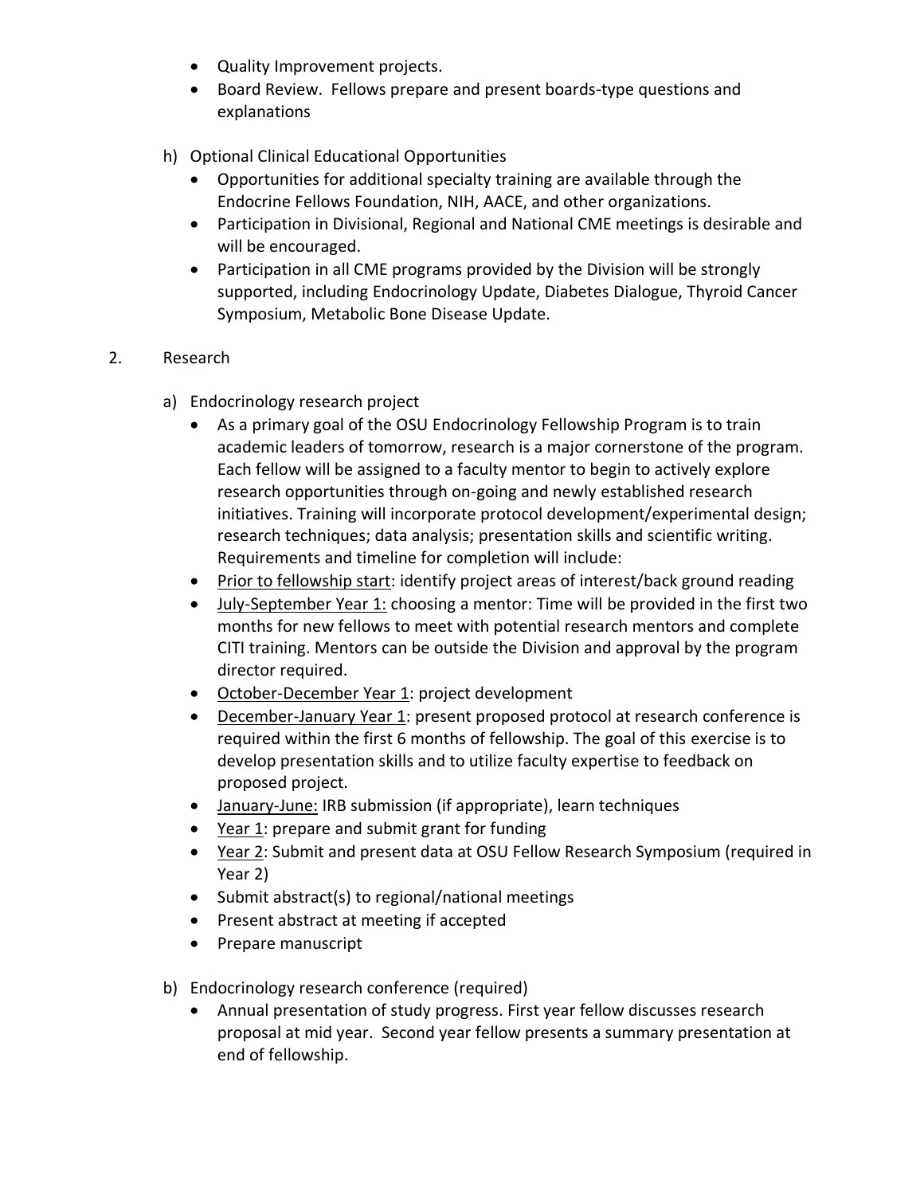- Quality Improvement projects.
- Board Review. Fellows prepare and present boards-type questions and explanations

h) Optional Clinical Educational Opportunities

- Opportunities for additional specialty training are available through the Endocrine Fellows Foundation, NIH, AACE, and other organizations.
- Participation in Divisional, Regional and National CME meetings is desirable and will be encouraged.
- Participation in all CME programs provided by the Division will be strongly supported, including Endocrinology Update, Diabetes Dialogue, Thyroid Cancer Symposium, Metabolic Bone Disease Update.

2. Research

a) Endocrinology research project

- As a primary goal of the OSU Endocrinology Fellowship Program is to train academic leaders of tomorrow, research is a major cornerstone of the program. Each fellow will be assigned to a faculty mentor to begin to actively explore research opportunities through on-going and newly established research initiatives. Training will incorporate protocol development/experimental design; research techniques; data analysis; presentation skills and scientific writing. Requirements and timeline for completion will include:
- Prior to fellowship start: identify project areas of interest/back ground reading
- July-September Year 1: choosing a mentor: Time will be provided in the first two months for new fellows to meet with potential research mentors and complete CITI training. Mentors can be outside the Division and approval by the program director required.
- October-December Year 1: project development
- December-January Year 1: present proposed protocol at research conference is required within the first 6 months of fellowship. The goal of this exercise is to develop presentation skills and to utilize faculty expertise to feedback on proposed project.
- January-June: IRB submission (if appropriate), learn techniques
- Year 1: prepare and submit grant for funding
- Year 2: Submit and present data at OSU Fellow Research Symposium (required in Year 2)
- Submit abstract(s) to regional/national meetings
- Present abstract at meeting if accepted
- Prepare manuscript

b) Endocrinology research conference (required)

- Annual presentation of study progress. First year fellow discusses research proposal at mid year. Second year fellow presents a summary presentation at end of fellowship.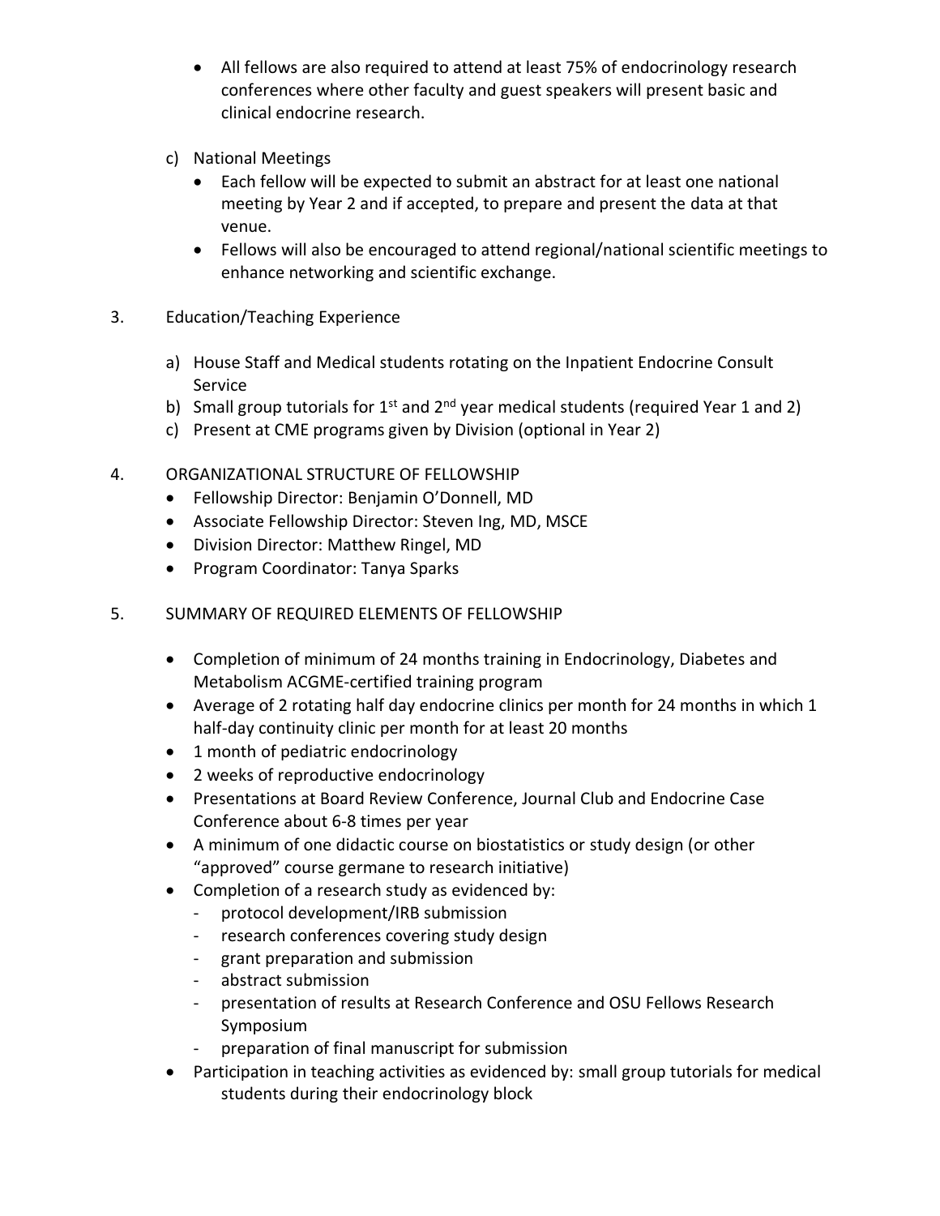- All fellows are also required to attend at least 75% of endocrinology research conferences where other faculty and guest speakers will present basic and clinical endocrine research.

c) National Meetings
   - Each fellow will be expected to submit an abstract for at least one national meeting by Year 2 and if accepted, to prepare and present the data at that venue.
   - Fellows will also be encouraged to attend regional/national scientific meetings to enhance networking and scientific exchange.

3. Education/Teaching Experience

   a) House Staff and Medical students rotating on the Inpatient Endocrine Consult Service
   b) Small group tutorials for 1st and 2nd year medical students (required Year 1 and 2)
   c) Present at CME programs given by Division (optional in Year 2)

4. ORGANIZATIONAL STRUCTURE OF FELLOWSHIP
   - Fellowship Director: Benjamin O'Donnell, MD
   - Associate Fellowship Director: Steven Ing, MD, MSCE
   - Division Director: Matthew Ringel, MD
   - Program Coordinator: Tanya Sparks

5. SUMMARY OF REQUIRED ELEMENTS OF FELLOWSHIP

   - Completion of minimum of 24 months training in Endocrinology, Diabetes and Metabolism ACGME-certified training program
   - Average of 2 rotating half day endocrine clinics per month for 24 months in which 1 half-day continuity clinic per month for at least 20 months
   - 1 month of pediatric endocrinology
   - 2 weeks of reproductive endocrinology
   - Presentations at Board Review Conference, Journal Club and Endocrine Case Conference about 6-8 times per year
   - A minimum of one didactic course on biostatistics or study design (or other "approved" course germane to research initiative)
   - Completion of a research study as evidenced by:
     - protocol development/IRB submission
     - research conferences covering study design
     - grant preparation and submission
     - abstract submission
     - presentation of results at Research Conference and OSU Fellows Research Symposium
     - preparation of final manuscript for submission
   - Participation in teaching activities as evidenced by: small group tutorials for medical students during their endocrinology block